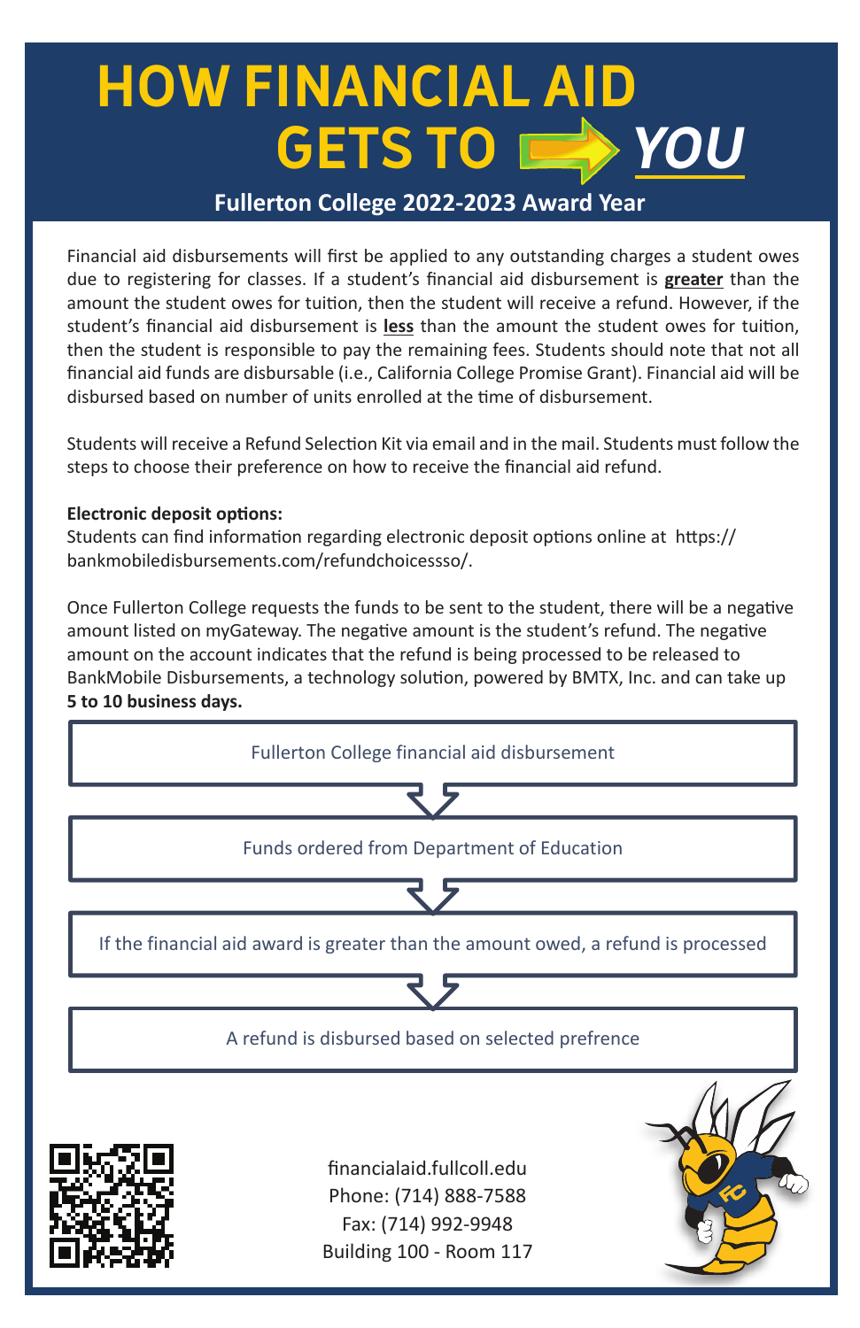# HOW FINANCIAL AID GETS TO YOU

## Fullerton College 2022-2023 Award Year

Financial aid disbursements will first be applied to any outstanding charges a student owes due to registering for classes. If a student's financial aid disbursement is **greater** than the amount the student owes for tuition, then the student will receive a refund. However, if the student's financial aid disbursement is **less** than the amount the student owes for tuition, then the student is responsible to pay the remaining fees. Students should note that not all financial aid funds are disbursable (i.e., California College Promise Grant). Financial aid will be disbursed based on number of units enrolled at the time of disbursement.

Students will receive a Refund Selection Kit via email and in the mail. Students must follow the steps to choose their preference on how to receive the financial aid refund.

**Electronic deposit options:**
Students can find information regarding electronic deposit options online at https://bankmobiledisbursements.com/refundchoicessso/.

Once Fullerton College requests the funds to be sent to the student, there will be a negative amount listed on myGateway. The negative amount is the student's refund. The negative amount on the account indicates that the refund is being processed to be released to BankMobile Disbursements, a technology solution, powered by BMTX, Inc. and can take up **5 to 10 business days.**

1. Fullerton College financial aid disbursement
2. Funds ordered from Department of Education
3. If the financial aid award is greater than the amount owed, a refund is processed
4. A refund is disbursed based on selected prefrence

financialaid.fullcoll.edu
Phone: (714) 888-7588
Fax: (714) 992-9948
Building 100 - Room 117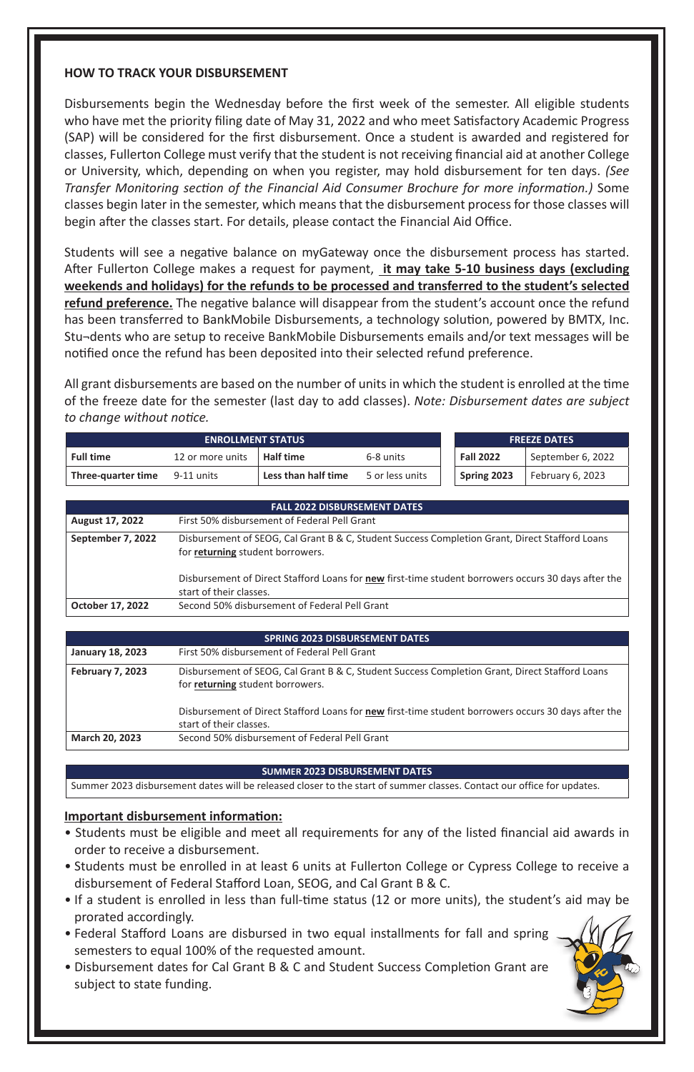## HOW TO TRACK YOUR DISBURSEMENT

Disbursements begin the Wednesday before the first week of the semester. All eligible students who have met the priority filing date of May 31, 2022 and who meet Satisfactory Academic Progress (SAP) will be considered for the first disbursement. Once a student is awarded and registered for classes, Fullerton College must verify that the student is not receiving financial aid at another College or University, which, depending on when you register, may hold disbursement for ten days. *(See Transfer Monitoring section of the Financial Aid Consumer Brochure for more information.)* Some classes begin later in the semester, which means that the disbursement process for those classes will begin after the classes start. For details, please contact the Financial Aid Office.

Students will see a negative balance on myGateway once the disbursement process has started. After Fullerton College makes a request for payment, **it may take 5-10 business days (excluding weekends and holidays) for the refunds to be processed and transferred to the student's selected refund preference.** The negative balance will disappear from the student's account once the refund has been transferred to BankMobile Disbursements, a technology solution, powered by BMTX, Inc. Stu¬dents who are setup to receive BankMobile Disbursements emails and/or text messages will be notified once the refund has been deposited into their selected refund preference.

All grant disbursements are based on the number of units in which the student is enrolled at the time of the freeze date for the semester (last day to add classes). *Note: Disbursement dates are subject to change without notice.*

| ENROLLMENT STATUS | | | |
|---|---|---|---|
| **Full time** | 12 or more units | **Half time** | 6-8 units |
| **Three-quarter time** | 9-11 units | **Less than half time** | 5 or less units |

| FREEZE DATES | |
|---|---|
| **Fall 2022** | September 6, 2022 |
| **Spring 2023** | February 6, 2023 |

| FALL 2022 DISBURSEMENT DATES | |
|---|---|
| **August 17, 2022** | First 50% disbursement of Federal Pell Grant |
| **September 7, 2022** | Disbursement of SEOG, Cal Grant B & C, Student Success Completion Grant, Direct Stafford Loans for **returning** student borrowers.<br><br>Disbursement of Direct Stafford Loans for **new** first-time student borrowers occurs 30 days after the start of their classes. |
| **October 17, 2022** | Second 50% disbursement of Federal Pell Grant |

| SPRING 2023 DISBURSEMENT DATES | |
|---|---|
| **January 18, 2023** | First 50% disbursement of Federal Pell Grant |
| **February 7, 2023** | Disbursement of SEOG, Cal Grant B & C, Student Success Completion Grant, Direct Stafford Loans for **returning** student borrowers.<br><br>Disbursement of Direct Stafford Loans for **new** first-time student borrowers occurs 30 days after the start of their classes. |
| **March 20, 2023** | Second 50% disbursement of Federal Pell Grant |

| SUMMER 2023 DISBURSEMENT DATES |
|---|
| Summer 2023 disbursement dates will be released closer to the start of summer classes. Contact our office for updates. |

**Important disbursement information:**

- Students must be eligible and meet all requirements for any of the listed financial aid awards in order to receive a disbursement.
- Students must be enrolled in at least 6 units at Fullerton College or Cypress College to receive a disbursement of Federal Stafford Loan, SEOG, and Cal Grant B & C.
- If a student is enrolled in less than full-time status (12 or more units), the student's aid may be prorated accordingly.
- Federal Stafford Loans are disbursed in two equal installments for fall and spring semesters to equal 100% of the requested amount.
- Disbursement dates for Cal Grant B & C and Student Success Completion Grant are subject to state funding.